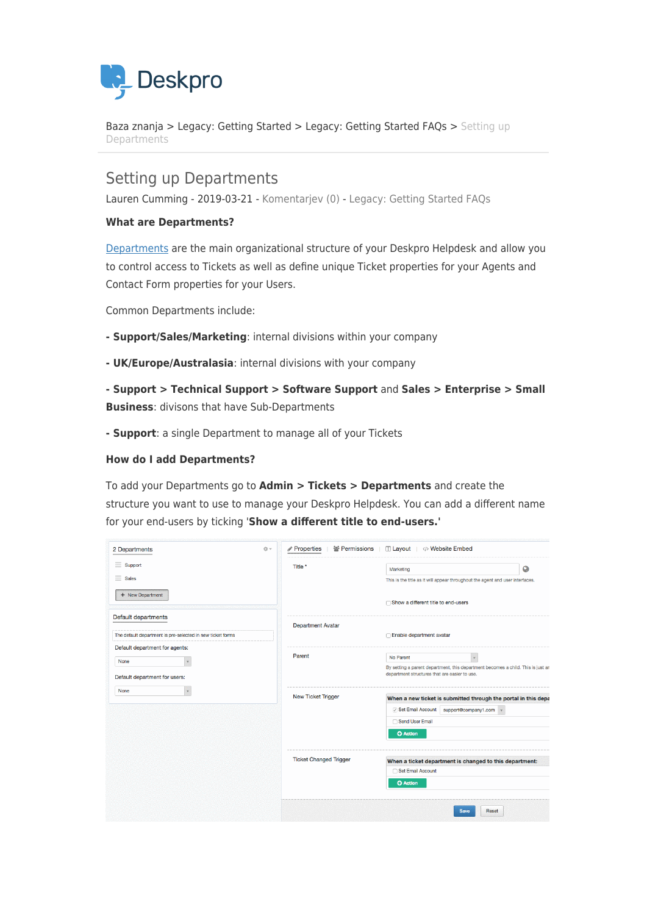Baza znanja > Legacy: Getting Started > Legacy: Getting Started FAQs > Setting up Departments

# Setting up Departments

Lauren Cumming - 2019-03-21 - Komentarjev (0) - Legacy: Getting Started FAQs

**What are Departments?**

Departments are the main organizational structure of your Deskpro Helpdesk and allow you to control access to Tickets as well as define unique Ticket properties for your Agents and Contact Form properties for your Users.

Common Departments include:

- **Support/Sales/Marketing**: internal divisions within your company

- **UK/Europe/Australasia**: internal divisions with your company

- **Support > Technical Support > Software Support** and **Sales > Enterprise > Small Business**: divisons that have Sub-Departments

- **Support**: a single Department to manage all of your Tickets

**How do I add Departments?**

To add your Departments go to **Admin > Tickets > Departments** and create the structure you want to use to manage your Deskpro Helpdesk. You can add a different name for your end-users by ticking '**Show a different title to end-users.**'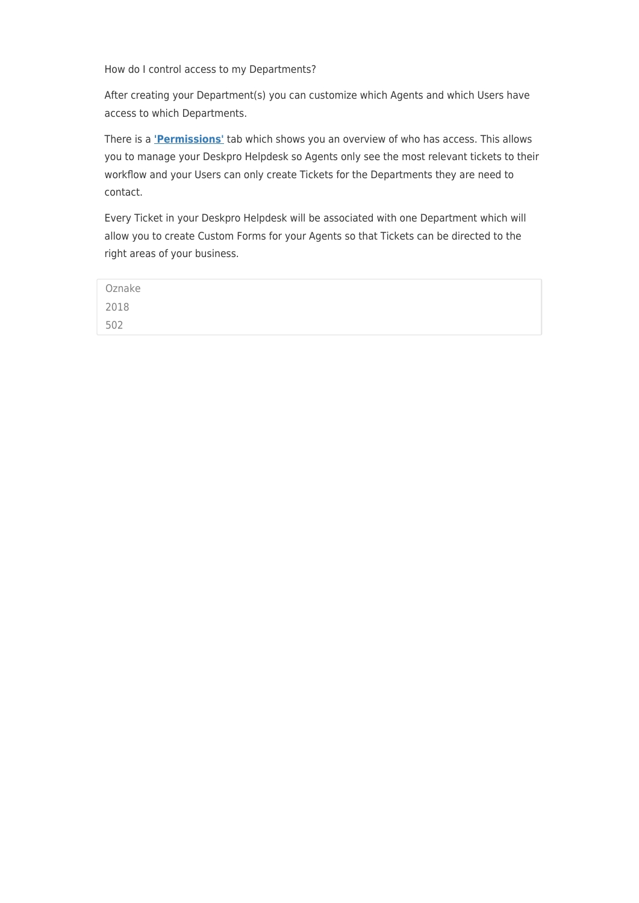How do I control access to my Departments?

After creating your Department(s) you can customize which Agents and which Users have access to which Departments.

There is a **'Permissions'** tab which shows you an overview of who has access. This allows you to manage your Deskpro Helpdesk so Agents only see the most relevant tickets to their workflow and your Users can only create Tickets for the Departments they are need to contact.

Every Ticket in your Deskpro Helpdesk will be associated with one Department which will allow you to create Custom Forms for your Agents so that Tickets can be directed to the right areas of your business.

Oznake

2018

502